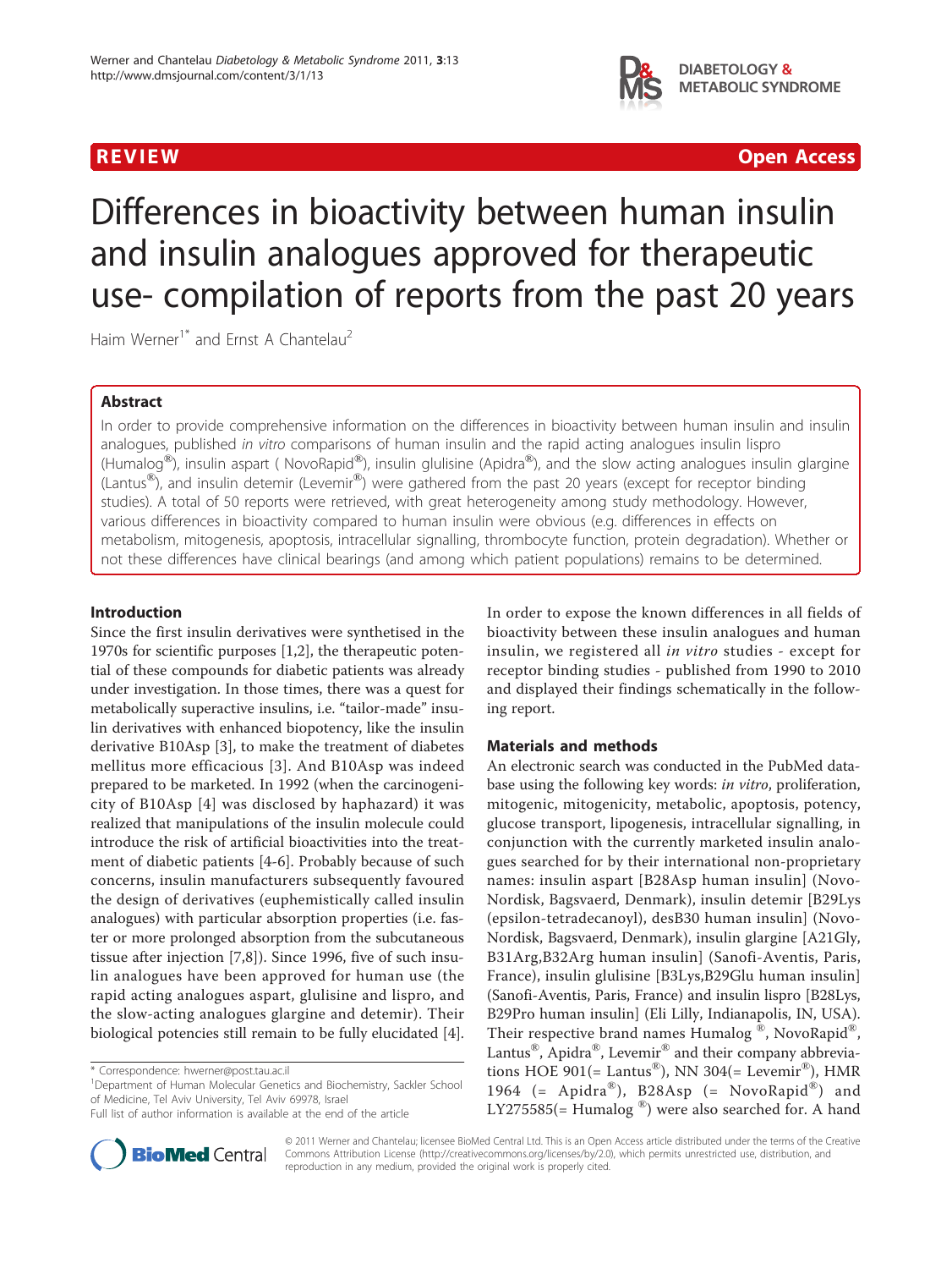REVIEW Open Access

# Differences in bioactivity between human insulin and insulin analogues approved for therapeutic use- compilation of reports from the past 20 years

Haim Werner[1*] and Ernst A Chantelau[2]

## Abstract

In order to provide comprehensive information on the differences in bioactivity between human insulin and insulin analogues, published *in vitro* comparisons of human insulin and the rapid acting analogues insulin lispro (Humalog®), insulin aspart ( NovoRapid®), insulin glulisine (Apidra®), and the slow acting analogues insulin glargine (Lantus®), and insulin detemir (Levemir®) were gathered from the past 20 years (except for receptor binding studies). A total of 50 reports were retrieved, with great heterogeneity among study methodology. However, various differences in bioactivity compared to human insulin were obvious (e.g. differences in effects on metabolism, mitogenesis, apoptosis, intracellular signalling, thrombocyte function, protein degradation). Whether or not these differences have clinical bearings (and among which patient populations) remains to be determined.

## Introduction

Since the first insulin derivatives were synthetised in the 1970s for scientific purposes [1,2], the therapeutic potential of these compounds for diabetic patients was already under investigation. In those times, there was a quest for metabolically superactive insulins, i.e. "tailor-made" insulin derivatives with enhanced biopotency, like the insulin derivative B10Asp [3], to make the treatment of diabetes mellitus more efficacious [3]. And B10Asp was indeed prepared to be marketed. In 1992 (when the carcinogenicity of B10Asp [4] was disclosed by haphazard) it was realized that manipulations of the insulin molecule could introduce the risk of artificial bioactivities into the treatment of diabetic patients [4-6]. Probably because of such concerns, insulin manufacturers subsequently favoured the design of derivatives (euphemistically called insulin analogues) with particular absorption properties (i.e. faster or more prolonged absorption from the subcutaneous tissue after injection [7,8]). Since 1996, five of such insulin analogues have been approved for human use (the rapid acting analogues aspart, glulisine and lispro, and the slow-acting analogues glargine and detemir). Their biological potencies still remain to be fully elucidated [4].

In order to expose the known differences in all fields of bioactivity between these insulin analogues and human insulin, we registered all *in vitro* studies - except for receptor binding studies - published from 1990 to 2010 and displayed their findings schematically in the following report.

## Materials and methods

An electronic search was conducted in the PubMed database using the following key words: *in vitro*, proliferation, mitogenic, mitogenicity, metabolic, apoptosis, potency, glucose transport, lipogenesis, intracellular signalling, in conjunction with the currently marketed insulin analogues searched for by their international non-proprietary names: insulin aspart [B28Asp human insulin] (Novo-Nordisk, Bagsvaerd, Denmark), insulin detemir [B29Lys (epsilon-tetradecanoyl), desB30 human insulin] (Novo-Nordisk, Bagsvaerd, Denmark), insulin glargine [A21Gly, B31Arg,B32Arg human insulin] (Sanofi-Aventis, Paris, France), insulin glulisine [B3Lys,B29Glu human insulin] (Sanofi-Aventis, Paris, France) and insulin lispro [B28Lys, B29Pro human insulin] (Eli Lilly, Indianapolis, IN, USA). Their respective brand names Humalog ®, NovoRapid®, Lantus®, Apidra®, Levemir® and their company abbreviations HOE 901(= Lantus®), NN 304(= Levemir®), HMR 1964 (= Apidra®), B28Asp (= NovoRapid®) and LY275585(= Humalog ®) were also searched for. A hand

\* Correspondence: hwerner@post.tau.ac.il
[1]Department of Human Molecular Genetics and Biochemistry, Sackler School of Medicine, Tel Aviv University, Tel Aviv 69978, Israel
Full list of author information is available at the end of the article

© 2011 Werner and Chantelau; licensee BioMed Central Ltd. This is an Open Access article distributed under the terms of the Creative Commons Attribution License (http://creativecommons.org/licenses/by/2.0), which permits unrestricted use, distribution, and reproduction in any medium, provided the original work is properly cited.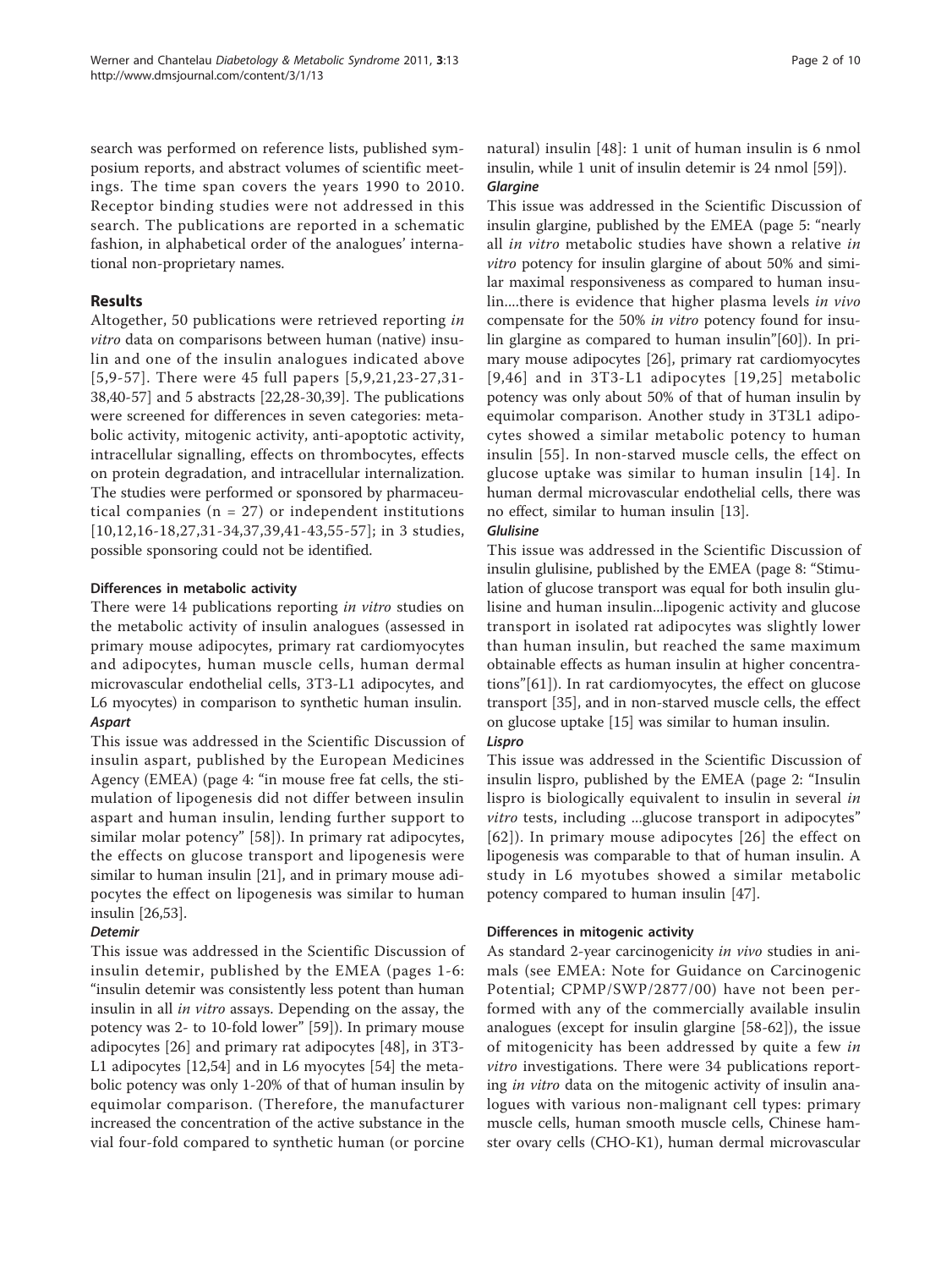search was performed on reference lists, published symposium reports, and abstract volumes of scientific meetings. The time span covers the years 1990 to 2010. Receptor binding studies were not addressed in this search. The publications are reported in a schematic fashion, in alphabetical order of the analogues' international non-proprietary names.

## Results

Altogether, 50 publications were retrieved reporting *in vitro* data on comparisons between human (native) insulin and one of the insulin analogues indicated above [5,9-57]. There were 45 full papers [5,9,21,23-27,31-38,40-57] and 5 abstracts [22,28-30,39]. The publications were screened for differences in seven categories: metabolic activity, mitogenic activity, anti-apoptotic activity, intracellular signalling, effects on thrombocytes, effects on protein degradation, and intracellular internalization. The studies were performed or sponsored by pharmaceutical companies (n = 27) or independent institutions [10,12,16-18,27,31-34,37,39,41-43,55-57]; in 3 studies, possible sponsoring could not be identified.

### Differences in metabolic activity

There were 14 publications reporting *in vitro* studies on the metabolic activity of insulin analogues (assessed in primary mouse adipocytes, primary rat cardiomyocytes and adipocytes, human muscle cells, human dermal microvascular endothelial cells, 3T3-L1 adipocytes, and L6 myocytes) in comparison to synthetic human insulin.

#### *Aspart*

This issue was addressed in the Scientific Discussion of insulin aspart, published by the European Medicines Agency (EMEA) (page 4: "in mouse free fat cells, the stimulation of lipogenesis did not differ between insulin aspart and human insulin, lending further support to similar molar potency" [58]). In primary rat adipocytes, the effects on glucose transport and lipogenesis were similar to human insulin [21], and in primary mouse adipocytes the effect on lipogenesis was similar to human insulin [26,53].

#### *Detemir*

This issue was addressed in the Scientific Discussion of insulin detemir, published by the EMEA (pages 1-6: "insulin detemir was consistently less potent than human insulin in all *in vitro* assays. Depending on the assay, the potency was 2- to 10-fold lower" [59]). In primary mouse adipocytes [26] and primary rat adipocytes [48], in 3T3-L1 adipocytes [12,54] and in L6 myocytes [54] the metabolic potency was only 1-20% of that of human insulin by equimolar comparison. (Therefore, the manufacturer increased the concentration of the active substance in the vial four-fold compared to synthetic human (or porcine natural) insulin [48]: 1 unit of human insulin is 6 nmol insulin, while 1 unit of insulin detemir is 24 nmol [59]).

#### *Glargine*

This issue was addressed in the Scientific Discussion of insulin glargine, published by the EMEA (page 5: "nearly all *in vitro* metabolic studies have shown a relative *in vitro* potency for insulin glargine of about 50% and similar maximal responsiveness as compared to human insulin....there is evidence that higher plasma levels *in vivo* compensate for the 50% *in vitro* potency found for insulin glargine as compared to human insulin"[60]). In primary mouse adipocytes [26], primary rat cardiomyocytes [9,46] and in 3T3-L1 adipocytes [19,25] metabolic potency was only about 50% of that of human insulin by equimolar comparison. Another study in 3T3L1 adipocytes showed a similar metabolic potency to human insulin [55]. In non-starved muscle cells, the effect on glucose uptake was similar to human insulin [14]. In human dermal microvascular endothelial cells, there was no effect, similar to human insulin [13].

#### *Glulisine*

This issue was addressed in the Scientific Discussion of insulin glulisine, published by the EMEA (page 8: "Stimulation of glucose transport was equal for both insulin glulisine and human insulin...lipogenic activity and glucose transport in isolated rat adipocytes was slightly lower than human insulin, but reached the same maximum obtainable effects as human insulin at higher concentrations"[61]). In rat cardiomyocytes, the effect on glucose transport [35], and in non-starved muscle cells, the effect on glucose uptake [15] was similar to human insulin.

#### *Lispro*

This issue was addressed in the Scientific Discussion of insulin lispro, published by the EMEA (page 2: "Insulin lispro is biologically equivalent to insulin in several *in vitro* tests, including ...glucose transport in adipocytes" [62]). In primary mouse adipocytes [26] the effect on lipogenesis was comparable to that of human insulin. A study in L6 myotubes showed a similar metabolic potency compared to human insulin [47].

### Differences in mitogenic activity

As standard 2-year carcinogenicity *in vivo* studies in animals (see EMEA: Note for Guidance on Carcinogenic Potential; CPMP/SWP/2877/00) have not been performed with any of the commercially available insulin analogues (except for insulin glargine [58-62]), the issue of mitogenicity has been addressed by quite a few *in vitro* investigations. There were 34 publications reporting *in vitro* data on the mitogenic activity of insulin analogues with various non-malignant cell types: primary muscle cells, human smooth muscle cells, Chinese hamster ovary cells (CHO-K1), human dermal microvascular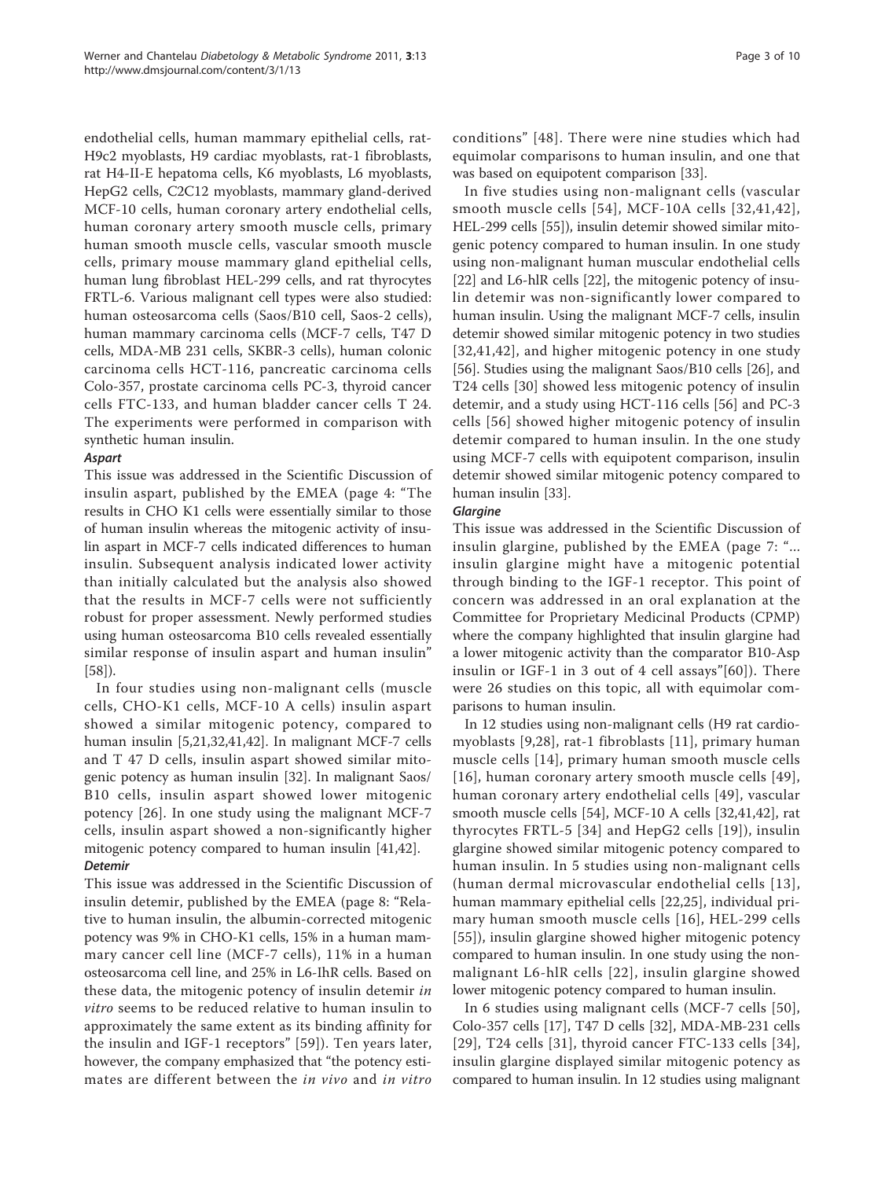endothelial cells, human mammary epithelial cells, rat-H9c2 myoblasts, H9 cardiac myoblasts, rat-1 fibroblasts, rat H4-II-E hepatoma cells, K6 myoblasts, L6 myoblasts, HepG2 cells, C2C12 myoblasts, mammary gland-derived MCF-10 cells, human coronary artery endothelial cells, human coronary artery smooth muscle cells, primary human smooth muscle cells, vascular smooth muscle cells, primary mouse mammary gland epithelial cells, human lung fibroblast HEL-299 cells, and rat thyrocytes FRTL-6. Various malignant cell types were also studied: human osteosarcoma cells (Saos/B10 cell, Saos-2 cells), human mammary carcinoma cells (MCF-7 cells, T47 D cells, MDA-MB 231 cells, SKBR-3 cells), human colonic carcinoma cells HCT-116, pancreatic carcinoma cells Colo-357, prostate carcinoma cells PC-3, thyroid cancer cells FTC-133, and human bladder cancer cells T 24. The experiments were performed in comparison with synthetic human insulin.

#### *Aspart*

This issue was addressed in the Scientific Discussion of insulin aspart, published by the EMEA (page 4: "The results in CHO K1 cells were essentially similar to those of human insulin whereas the mitogenic activity of insulin aspart in MCF-7 cells indicated differences to human insulin. Subsequent analysis indicated lower activity than initially calculated but the analysis also showed that the results in MCF-7 cells were not sufficiently robust for proper assessment. Newly performed studies using human osteosarcoma B10 cells revealed essentially similar response of insulin aspart and human insulin" [58]).

In four studies using non-malignant cells (muscle cells, CHO-K1 cells, MCF-10 A cells) insulin aspart showed a similar mitogenic potency, compared to human insulin [5,21,32,41,42]. In malignant MCF-7 cells and T 47 D cells, insulin aspart showed similar mitogenic potency as human insulin [32]. In malignant Saos/B10 cells, insulin aspart showed lower mitogenic potency [26]. In one study using the malignant MCF-7 cells, insulin aspart showed a non-significantly higher mitogenic potency compared to human insulin [41,42].

#### *Detemir*

This issue was addressed in the Scientific Discussion of insulin detemir, published by the EMEA (page 8: "Relative to human insulin, the albumin-corrected mitogenic potency was 9% in CHO-K1 cells, 15% in a human mammary cancer cell line (MCF-7 cells), 11% in a human osteosarcoma cell line, and 25% in L6-IhR cells. Based on these data, the mitogenic potency of insulin detemir *in vitro* seems to be reduced relative to human insulin to approximately the same extent as its binding affinity for the insulin and IGF-1 receptors" [59]). Ten years later, however, the company emphasized that "the potency estimates are different between the *in vivo* and *in vitro* conditions" [48]. There were nine studies which had equimolar comparisons to human insulin, and one that was based on equipotent comparison [33].

In five studies using non-malignant cells (vascular smooth muscle cells [54], MCF-10A cells [32,41,42], HEL-299 cells [55]), insulin detemir showed similar mitogenic potency compared to human insulin. In one study using non-malignant human muscular endothelial cells [22] and L6-hlR cells [22], the mitogenic potency of insulin detemir was non-significantly lower compared to human insulin. Using the malignant MCF-7 cells, insulin detemir showed similar mitogenic potency in two studies [32,41,42], and higher mitogenic potency in one study [56]. Studies using the malignant Saos/B10 cells [26], and T24 cells [30] showed less mitogenic potency of insulin detemir, and a study using HCT-116 cells [56] and PC-3 cells [56] showed higher mitogenic potency of insulin detemir compared to human insulin. In the one study using MCF-7 cells with equipotent comparison, insulin detemir showed similar mitogenic potency compared to human insulin [33].

#### *Glargine*

This issue was addressed in the Scientific Discussion of insulin glargine, published by the EMEA (page 7: "... insulin glargine might have a mitogenic potential through binding to the IGF-1 receptor. This point of concern was addressed in an oral explanation at the Committee for Proprietary Medicinal Products (CPMP) where the company highlighted that insulin glargine had a lower mitogenic activity than the comparator B10-Asp insulin or IGF-1 in 3 out of 4 cell assays"[60]). There were 26 studies on this topic, all with equimolar comparisons to human insulin.

In 12 studies using non-malignant cells (H9 rat cardiomyoblasts [9,28], rat-1 fibroblasts [11], primary human muscle cells [14], primary human smooth muscle cells [16], human coronary artery smooth muscle cells [49], human coronary artery endothelial cells [49], vascular smooth muscle cells [54], MCF-10 A cells [32,41,42], rat thyrocytes FRTL-5 [34] and HepG2 cells [19]), insulin glargine showed similar mitogenic potency compared to human insulin. In 5 studies using non-malignant cells (human dermal microvascular endothelial cells [13], human mammary epithelial cells [22,25], individual primary human smooth muscle cells [16], HEL-299 cells [55]), insulin glargine showed higher mitogenic potency compared to human insulin. In one study using the non-malignant L6-hlR cells [22], insulin glargine showed lower mitogenic potency compared to human insulin.

In 6 studies using malignant cells (MCF-7 cells [50], Colo-357 cells [17], T47 D cells [32], MDA-MB-231 cells [29], T24 cells [31], thyroid cancer FTC-133 cells [34], insulin glargine displayed similar mitogenic potency as compared to human insulin. In 12 studies using malignant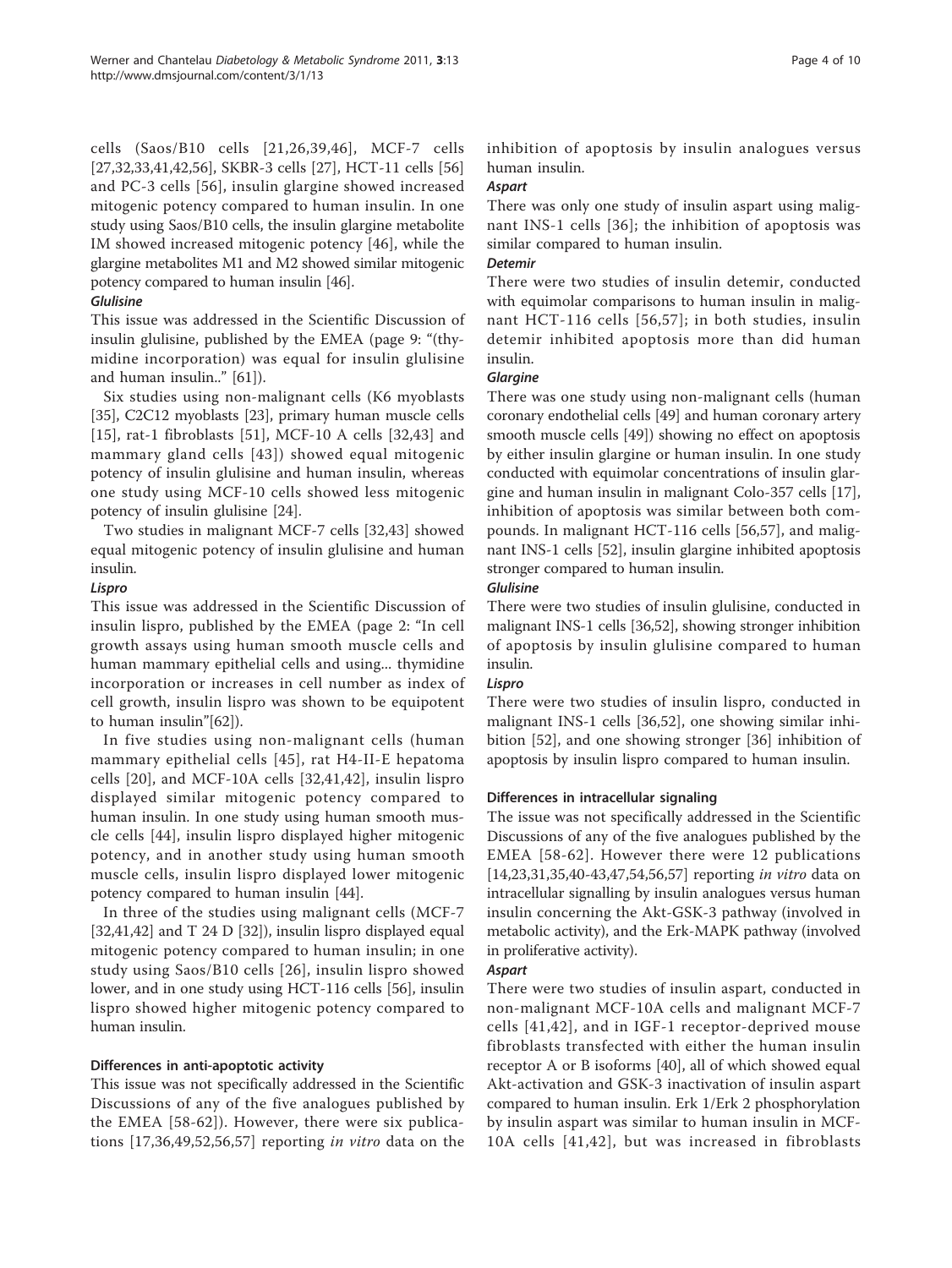cells (Saos/B10 cells [21,26,39,46], MCF-7 cells [27,32,33,41,42,56], SKBR-3 cells [27], HCT-11 cells [56] and PC-3 cells [56], insulin glargine showed increased mitogenic potency compared to human insulin. In one study using Saos/B10 cells, the insulin glargine metabolite IM showed increased mitogenic potency [46], while the glargine metabolites M1 and M2 showed similar mitogenic potency compared to human insulin [46].

#### *Glulisine*

This issue was addressed in the Scientific Discussion of insulin glulisine, published by the EMEA (page 9: "(thymidine incorporation) was equal for insulin glulisine and human insulin.." [61]).

Six studies using non-malignant cells (K6 myoblasts [35], C2C12 myoblasts [23], primary human muscle cells [15], rat-1 fibroblasts [51], MCF-10 A cells [32,43] and mammary gland cells [43]) showed equal mitogenic potency of insulin glulisine and human insulin, whereas one study using MCF-10 cells showed less mitogenic potency of insulin glulisine [24].

Two studies in malignant MCF-7 cells [32,43] showed equal mitogenic potency of insulin glulisine and human insulin.

#### *Lispro*

This issue was addressed in the Scientific Discussion of insulin lispro, published by the EMEA (page 2: "In cell growth assays using human smooth muscle cells and human mammary epithelial cells and using... thymidine incorporation or increases in cell number as index of cell growth, insulin lispro was shown to be equipotent to human insulin"[62]).

In five studies using non-malignant cells (human mammary epithelial cells [45], rat H4-II-E hepatoma cells [20], and MCF-10A cells [32,41,42], insulin lispro displayed similar mitogenic potency compared to human insulin. In one study using human smooth muscle cells [44], insulin lispro displayed higher mitogenic potency, and in another study using human smooth muscle cells, insulin lispro displayed lower mitogenic potency compared to human insulin [44].

In three of the studies using malignant cells (MCF-7 [32,41,42] and T 24 D [32]), insulin lispro displayed equal mitogenic potency compared to human insulin; in one study using Saos/B10 cells [26], insulin lispro showed lower, and in one study using HCT-116 cells [56], insulin lispro showed higher mitogenic potency compared to human insulin.

### Differences in anti-apoptotic activity

This issue was not specifically addressed in the Scientific Discussions of any of the five analogues published by the EMEA [58-62]). However, there were six publications [17,36,49,52,56,57] reporting *in vitro* data on the inhibition of apoptosis by insulin analogues versus human insulin.

#### *Aspart*

There was only one study of insulin aspart using malignant INS-1 cells [36]; the inhibition of apoptosis was similar compared to human insulin.

#### *Detemir*

There were two studies of insulin detemir, conducted with equimolar comparisons to human insulin in malignant HCT-116 cells [56,57]; in both studies, insulin detemir inhibited apoptosis more than did human insulin.

#### *Glargine*

There was one study using non-malignant cells (human coronary endothelial cells [49] and human coronary artery smooth muscle cells [49]) showing no effect on apoptosis by either insulin glargine or human insulin. In one study conducted with equimolar concentrations of insulin glargine and human insulin in malignant Colo-357 cells [17], inhibition of apoptosis was similar between both compounds. In malignant HCT-116 cells [56,57], and malignant INS-1 cells [52], insulin glargine inhibited apoptosis stronger compared to human insulin.

#### *Glulisine*

There were two studies of insulin glulisine, conducted in malignant INS-1 cells [36,52], showing stronger inhibition of apoptosis by insulin glulisine compared to human insulin.

#### *Lispro*

There were two studies of insulin lispro, conducted in malignant INS-1 cells [36,52], one showing similar inhibition [52], and one showing stronger [36] inhibition of apoptosis by insulin lispro compared to human insulin.

### Differences in intracellular signaling

The issue was not specifically addressed in the Scientific Discussions of any of the five analogues published by the EMEA [58-62]. However there were 12 publications [14,23,31,35,40-43,47,54,56,57] reporting *in vitro* data on intracellular signalling by insulin analogues versus human insulin concerning the Akt-GSK-3 pathway (involved in metabolic activity), and the Erk-MAPK pathway (involved in proliferative activity).

#### *Aspart*

There were two studies of insulin aspart, conducted in non-malignant MCF-10A cells and malignant MCF-7 cells [41,42], and in IGF-1 receptor-deprived mouse fibroblasts transfected with either the human insulin receptor A or B isoforms [40], all of which showed equal Akt-activation and GSK-3 inactivation of insulin aspart compared to human insulin. Erk 1/Erk 2 phosphorylation by insulin aspart was similar to human insulin in MCF-10A cells [41,42], but was increased in fibroblasts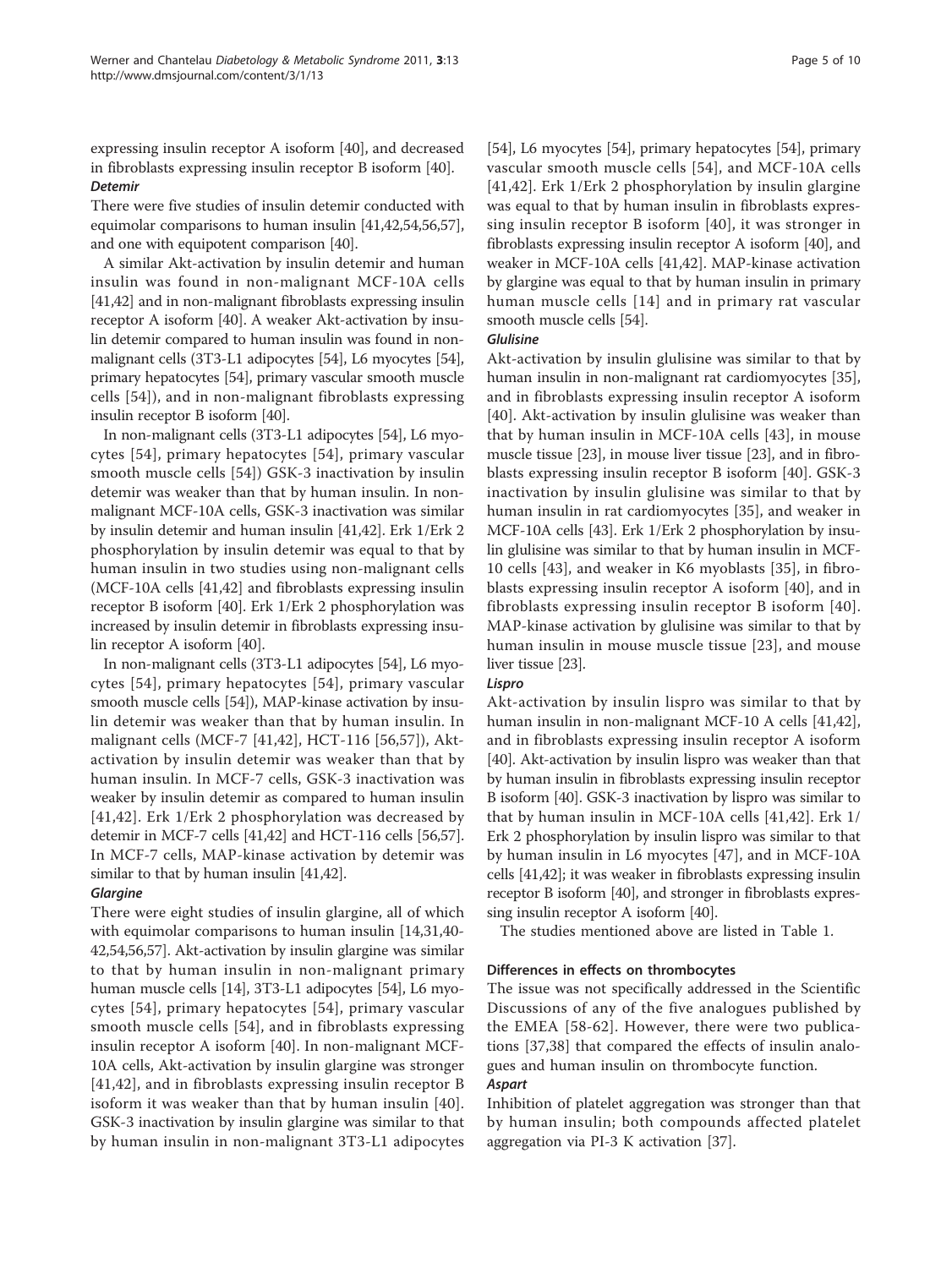expressing insulin receptor A isoform [40], and decreased in fibroblasts expressing insulin receptor B isoform [40].

#### Detemir

There were five studies of insulin detemir conducted with equimolar comparisons to human insulin [41,42,54,56,57], and one with equipotent comparison [40].

A similar Akt-activation by insulin detemir and human insulin was found in non-malignant MCF-10A cells [41,42] and in non-malignant fibroblasts expressing insulin receptor A isoform [40]. A weaker Akt-activation by insulin detemir compared to human insulin was found in non-malignant cells (3T3-L1 adipocytes [54], L6 myocytes [54], primary hepatocytes [54], primary vascular smooth muscle cells [54]), and in non-malignant fibroblasts expressing insulin receptor B isoform [40].

In non-malignant cells (3T3-L1 adipocytes [54], L6 myocytes [54], primary hepatocytes [54], primary vascular smooth muscle cells [54]) GSK-3 inactivation by insulin detemir was weaker than that by human insulin. In non-malignant MCF-10A cells, GSK-3 inactivation was similar by insulin detemir and human insulin [41,42]. Erk 1/Erk 2 phosphorylation by insulin detemir was equal to that by human insulin in two studies using non-malignant cells (MCF-10A cells [41,42] and fibroblasts expressing insulin receptor B isoform [40]. Erk 1/Erk 2 phosphorylation was increased by insulin detemir in fibroblasts expressing insulin receptor A isoform [40].

In non-malignant cells (3T3-L1 adipocytes [54], L6 myocytes [54], primary hepatocytes [54], primary vascular smooth muscle cells [54]), MAP-kinase activation by insulin detemir was weaker than that by human insulin. In malignant cells (MCF-7 [41,42], HCT-116 [56,57]), Akt-activation by insulin detemir was weaker than that by human insulin. In MCF-7 cells, GSK-3 inactivation was weaker by insulin detemir as compared to human insulin [41,42]. Erk 1/Erk 2 phosphorylation was decreased by detemir in MCF-7 cells [41,42] and HCT-116 cells [56,57]. In MCF-7 cells, MAP-kinase activation by detemir was similar to that by human insulin [41,42].

#### Glargine

There were eight studies of insulin glargine, all of which with equimolar comparisons to human insulin [14,31,40-42,54,56,57]. Akt-activation by insulin glargine was similar to that by human insulin in non-malignant primary human muscle cells [14], 3T3-L1 adipocytes [54], L6 myocytes [54], primary hepatocytes [54], primary vascular smooth muscle cells [54], and in fibroblasts expressing insulin receptor A isoform [40]. In non-malignant MCF-10A cells, Akt-activation by insulin glargine was stronger [41,42], and in fibroblasts expressing insulin receptor B isoform it was weaker than that by human insulin [40]. GSK-3 inactivation by insulin glargine was similar to that by human insulin in non-malignant 3T3-L1 adipocytes [54], L6 myocytes [54], primary hepatocytes [54], primary vascular smooth muscle cells [54], and MCF-10A cells [41,42]. Erk 1/Erk 2 phosphorylation by insulin glargine was equal to that by human insulin in fibroblasts expressing insulin receptor B isoform [40], it was stronger in fibroblasts expressing insulin receptor A isoform [40], and weaker in MCF-10A cells [41,42]. MAP-kinase activation by glargine was equal to that by human insulin in primary human muscle cells [14] and in primary rat vascular smooth muscle cells [54].

#### Glulisine

Akt-activation by insulin glulisine was similar to that by human insulin in non-malignant rat cardiomyocytes [35], and in fibroblasts expressing insulin receptor A isoform [40]. Akt-activation by insulin glulisine was weaker than that by human insulin in MCF-10A cells [43], in mouse muscle tissue [23], in mouse liver tissue [23], and in fibroblasts expressing insulin receptor B isoform [40]. GSK-3 inactivation by insulin glulisine was similar to that by human insulin in rat cardiomyocytes [35], and weaker in MCF-10A cells [43]. Erk 1/Erk 2 phosphorylation by insulin glulisine was similar to that by human insulin in MCF-10 cells [43], and weaker in K6 myoblasts [35], in fibroblasts expressing insulin receptor A isoform [40], and in fibroblasts expressing insulin receptor B isoform [40]. MAP-kinase activation by glulisine was similar to that by human insulin in mouse muscle tissue [23], and mouse liver tissue [23].

#### Lispro

Akt-activation by insulin lispro was similar to that by human insulin in non-malignant MCF-10 A cells [41,42], and in fibroblasts expressing insulin receptor A isoform [40]. Akt-activation by insulin lispro was weaker than that by human insulin in fibroblasts expressing insulin receptor B isoform [40]. GSK-3 inactivation by lispro was similar to that by human insulin in MCF-10A cells [41,42]. Erk 1/Erk 2 phosphorylation by insulin lispro was similar to that by human insulin in L6 myocytes [47], and in MCF-10A cells [41,42]; it was weaker in fibroblasts expressing insulin receptor B isoform [40], and stronger in fibroblasts expressing insulin receptor A isoform [40].

The studies mentioned above are listed in Table 1.

### Differences in effects on thrombocytes

The issue was not specifically addressed in the Scientific Discussions of any of the five analogues published by the EMEA [58-62]. However, there were two publications [37,38] that compared the effects of insulin analogues and human insulin on thrombocyte function.

#### Aspart

Inhibition of platelet aggregation was stronger than that by human insulin; both compounds affected platelet aggregation via PI-3 K activation [37].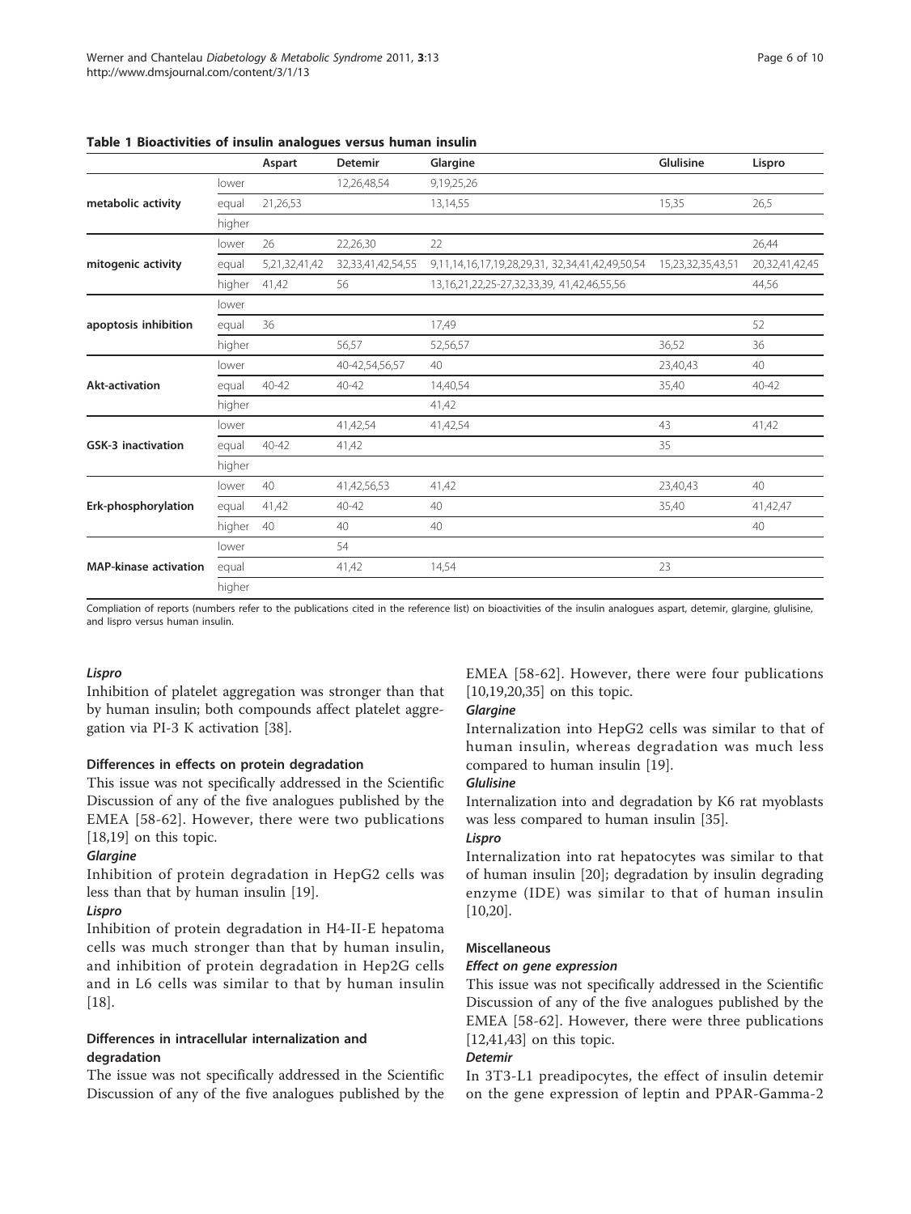**Table 1 Bioactivities of insulin analogues versus human insulin**

| | | Aspart | Detemir | Glargine | Glulisine | Lispro |
|---|---|---|---|---|---|---|
| **metabolic activity** | lower | | 12,26,48,54 | 9,19,25,26 | | |
| | equal | 21,26,53 | | 13,14,55 | 15,35 | 26,5 |
| | higher | | | | | |
| **mitogenic activity** | lower | 26 | 22,26,30 | 22 | | 26,44 |
| | equal | 5,21,32,41,42 | 32,33,41,42,54,55 | 9,11,14,16,17,19,28,29,31, 32,34,41,42,49,50,54 | 15,23,32,35,43,51 | 20,32,41,42,45 |
| | higher | 41,42 | 56 | 13,16,21,22,25-27,32,33,39, 41,42,46,55,56 | | 44,56 |
| **apoptosis inhibition** | lower | | | | | |
| | equal | 36 | | 17,49 | | 52 |
| | higher | | 56,57 | 52,56,57 | 36,52 | 36 |
| **Akt-activation** | lower | | 40-42,54,56,57 | 40 | 23,40,43 | 40 |
| | equal | 40-42 | 40-42 | 14,40,54 | 35,40 | 40-42 |
| | higher | | | 41,42 | | |
| **GSK-3 inactivation** | lower | | 41,42,54 | 41,42,54 | 43 | 41,42 |
| | equal | 40-42 | 41,42 | | 35 | |
| | higher | | | | | |
| **Erk-phosphorylation** | lower | 40 | 41,42,56,53 | 41,42 | 23,40,43 | 40 |
| | equal | 41,42 | 40-42 | 40 | 35,40 | 41,42,47 |
| | higher | 40 | 40 | 40 | | 40 |
| **MAP-kinase activation** | lower | | 54 | | | |
| | equal | | 41,42 | 14,54 | 23 | |
| | higher | | | | | |

Compliation of reports (numbers refer to the publications cited in the reference list) on bioactivities of the insulin analogues aspart, detemir, glargine, glulisine, and lispro versus human insulin.

***Lispro***

Inhibition of platelet aggregation was stronger than that by human insulin; both compounds affect platelet aggregation via PI-3 K activation [38].

#### Differences in effects on protein degradation

This issue was not specifically addressed in the Scientific Discussion of any of the five analogues published by the EMEA [58-62]. However, there were two publications [18,19] on this topic.

***Glargine***

Inhibition of protein degradation in HepG2 cells was less than that by human insulin [19].

***Lispro***

Inhibition of protein degradation in H4-II-E hepatoma cells was much stronger than that by human insulin, and inhibition of protein degradation in Hep2G cells and in L6 cells was similar to that by human insulin [18].

#### Differences in intracellular internalization and degradation

The issue was not specifically addressed in the Scientific Discussion of any of the five analogues published by the EMEA [58-62]. However, there were four publications [10,19,20,35] on this topic.

***Glargine***

Internalization into HepG2 cells was similar to that of human insulin, whereas degradation was much less compared to human insulin [19].

***Glulisine***

Internalization into and degradation by K6 rat myoblasts was less compared to human insulin [35].

***Lispro***

Internalization into rat hepatocytes was similar to that of human insulin [20]; degradation by insulin degrading enzyme (IDE) was similar to that of human insulin [10,20].

#### Miscellaneous

***Effect on gene expression***

This issue was not specifically addressed in the Scientific Discussion of any of the five analogues published by the EMEA [58-62]. However, there were three publications [12,41,43] on this topic.

***Detemir***

In 3T3-L1 preadipocytes, the effect of insulin detemir on the gene expression of leptin and PPAR-Gamma-2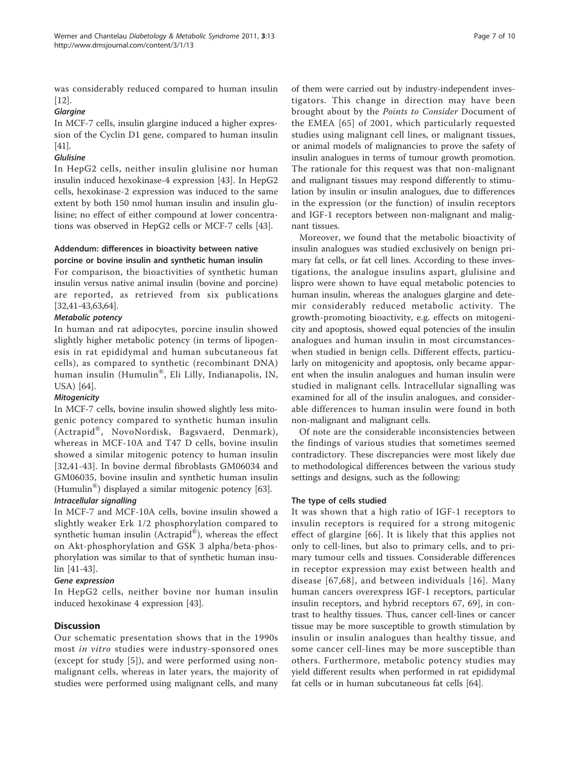was considerably reduced compared to human insulin [12].

#### *Glargine*

In MCF-7 cells, insulin glargine induced a higher expression of the Cyclin D1 gene, compared to human insulin [41].

#### *Glulisine*

In HepG2 cells, neither insulin glulisine nor human insulin induced hexokinase-4 expression [43]. In HepG2 cells, hexokinase-2 expression was induced to the same extent by both 150 nmol human insulin and insulin glulisine; no effect of either compound at lower concentrations was observed in HepG2 cells or MCF-7 cells [43].

### Addendum: differences in bioactivity between native porcine or bovine insulin and synthetic human insulin

For comparison, the bioactivities of synthetic human insulin versus native animal insulin (bovine and porcine) are reported, as retrieved from six publications [32,41-43,63,64].

#### *Metabolic potency*

In human and rat adipocytes, porcine insulin showed slightly higher metabolic potency (in terms of lipogenesis in rat epididymal and human subcutaneous fat cells), as compared to synthetic (recombinant DNA) human insulin (Humulin®, Eli Lilly, Indianapolis, IN, USA) [64].

#### *Mitogenicity*

In MCF-7 cells, bovine insulin showed slightly less mitogenic potency compared to synthetic human insulin (Actrapid®, NovoNordisk, Bagsvaerd, Denmark), whereas in MCF-10A and T47 D cells, bovine insulin showed a similar mitogenic potency to human insulin [32,41-43]. In bovine dermal fibroblasts GM06034 and GM06035, bovine insulin and synthetic human insulin (Humulin®) displayed a similar mitogenic potency [63].

#### *Intracellular signalling*

In MCF-7 and MCF-10A cells, bovine insulin showed a slightly weaker Erk 1/2 phosphorylation compared to synthetic human insulin (Actrapid®), whereas the effect on Akt-phosphorylation and GSK 3 alpha/beta-phosphorylation was similar to that of synthetic human insulin [41-43].

#### *Gene expression*

In HepG2 cells, neither bovine nor human insulin induced hexokinase 4 expression [43].

## Discussion

Our schematic presentation shows that in the 1990s most *in vitro* studies were industry-sponsored ones (except for study [5]), and were performed using non-malignant cells, whereas in later years, the majority of studies were performed using malignant cells, and many of them were carried out by industry-independent investigators. This change in direction may have been brought about by the *Points to Consider* Document of the EMEA [65] of 2001, which particularly requested studies using malignant cell lines, or malignant tissues, or animal models of malignancies to prove the safety of insulin analogues in terms of tumour growth promotion. The rationale for this request was that non-malignant and malignant tissues may respond differently to stimulation by insulin or insulin analogues, due to differences in the expression (or the function) of insulin receptors and IGF-1 receptors between non-malignant and malignant tissues.

Moreover, we found that the metabolic bioactivity of insulin analogues was studied exclusively on benign primary fat cells, or fat cell lines. According to these investigations, the analogue insulins aspart, glulisine and lispro were shown to have equal metabolic potencies to human insulin, whereas the analogues glargine and detemir considerably reduced metabolic activity. The growth-promoting bioactivity, e.g. effects on mitogenicity and apoptosis, showed equal potencies of the insulin analogues and human insulin in most circumstances-when studied in benign cells. Different effects, particularly on mitogenicity and apoptosis, only became apparent when the insulin analogues and human insulin were studied in malignant cells. Intracellular signalling was examined for all of the insulin analogues, and considerable differences to human insulin were found in both non-malignant and malignant cells.

Of note are the considerable inconsistencies between the findings of various studies that sometimes seemed contradictory. These discrepancies were most likely due to methodological differences between the various study settings and designs, such as the following:

### The type of cells studied

It was shown that a high ratio of IGF-1 receptors to insulin receptors is required for a strong mitogenic effect of glargine [66]. It is likely that this applies not only to cell-lines, but also to primary cells, and to primary tumour cells and tissues. Considerable differences in receptor expression may exist between health and disease [67,68], and between individuals [16]. Many human cancers overexpress IGF-1 receptors, particular insulin receptors, and hybrid receptors 67, 69], in contrast to healthy tissues. Thus, cancer cell-lines or cancer tissue may be more susceptible to growth stimulation by insulin or insulin analogues than healthy tissue, and some cancer cell-lines may be more susceptible than others. Furthermore, metabolic potency studies may yield different results when performed in rat epididymal fat cells or in human subcutaneous fat cells [64].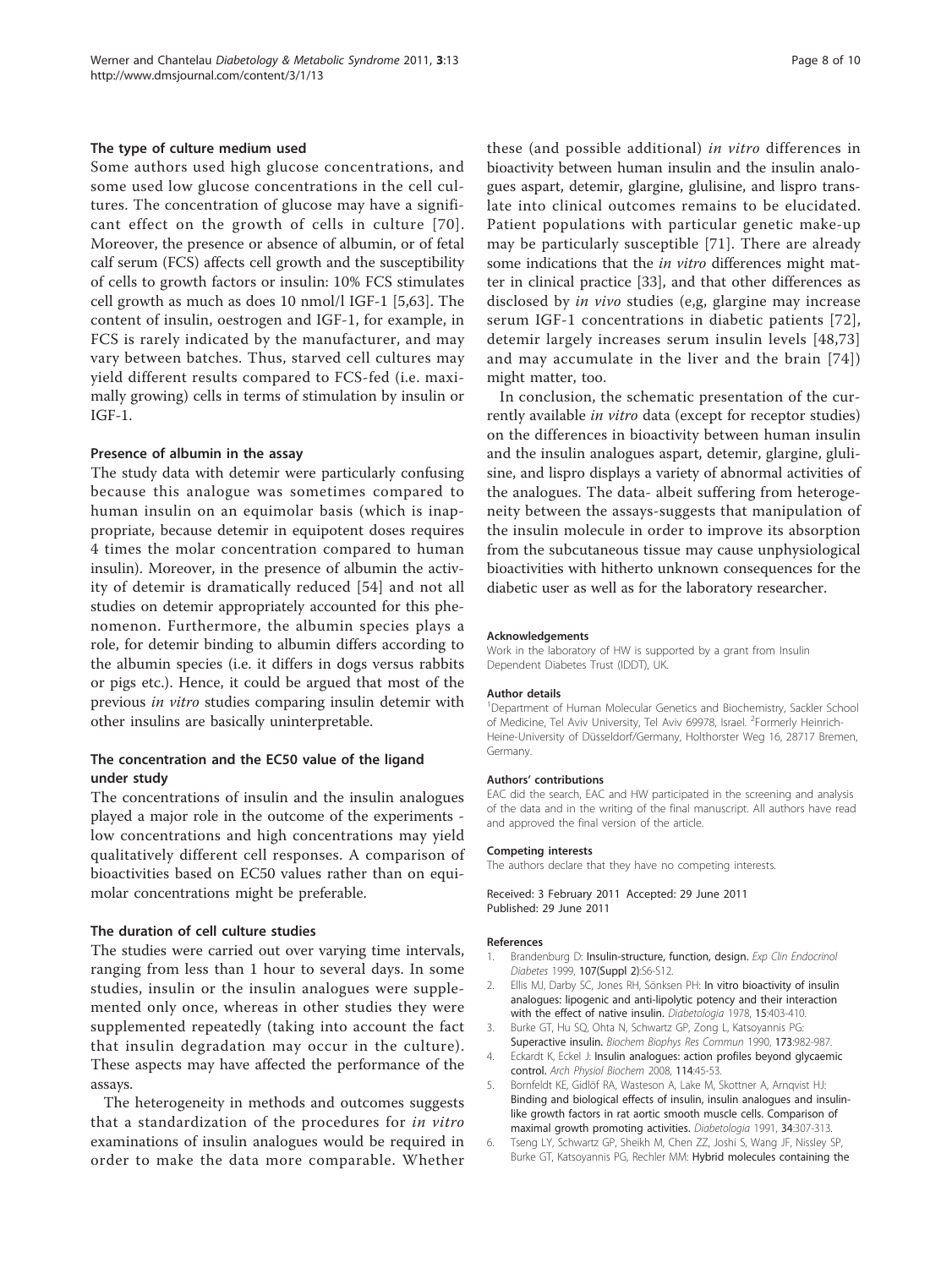### The type of culture medium used

Some authors used high glucose concentrations, and some used low glucose concentrations in the cell cultures. The concentration of glucose may have a significant effect on the growth of cells in culture [70]. Moreover, the presence or absence of albumin, or of fetal calf serum (FCS) affects cell growth and the susceptibility of cells to growth factors or insulin: 10% FCS stimulates cell growth as much as does 10 nmol/l IGF-1 [5,63]. The content of insulin, oestrogen and IGF-1, for example, in FCS is rarely indicated by the manufacturer, and may vary between batches. Thus, starved cell cultures may yield different results compared to FCS-fed (i.e. maximally growing) cells in terms of stimulation by insulin or IGF-1.

### Presence of albumin in the assay

The study data with detemir were particularly confusing because this analogue was sometimes compared to human insulin on an equimolar basis (which is inappropriate, because detemir in equipotent doses requires 4 times the molar concentration compared to human insulin). Moreover, in the presence of albumin the activity of detemir is dramatically reduced [54] and not all studies on detemir appropriately accounted for this phenomenon. Furthermore, the albumin species plays a role, for detemir binding to albumin differs according to the albumin species (i.e. it differs in dogs versus rabbits or pigs etc.). Hence, it could be argued that most of the previous *in vitro* studies comparing insulin detemir with other insulins are basically uninterpretable.

### The concentration and the EC50 value of the ligand under study

The concentrations of insulin and the insulin analogues played a major role in the outcome of the experiments - low concentrations and high concentrations may yield qualitatively different cell responses. A comparison of bioactivities based on EC50 values rather than on equimolar concentrations might be preferable.

### The duration of cell culture studies

The studies were carried out over varying time intervals, ranging from less than 1 hour to several days. In some studies, insulin or the insulin analogues were supplemented only once, whereas in other studies they were supplemented repeatedly (taking into account the fact that insulin degradation may occur in the culture). These aspects may have affected the performance of the assays.

The heterogeneity in methods and outcomes suggests that a standardization of the procedures for *in vitro* examinations of insulin analogues would be required in order to make the data more comparable. Whether these (and possible additional) *in vitro* differences in bioactivity between human insulin and the insulin analogues aspart, detemir, glargine, glulisine, and lispro translate into clinical outcomes remains to be elucidated. Patient populations with particular genetic make-up may be particularly susceptible [71]. There are already some indications that the *in vitro* differences might matter in clinical practice [33], and that other differences as disclosed by *in vivo* studies (e,g, glargine may increase serum IGF-1 concentrations in diabetic patients [72], detemir largely increases serum insulin levels [48,73] and may accumulate in the liver and the brain [74]) might matter, too.

In conclusion, the schematic presentation of the currently available *in vitro* data (except for receptor studies) on the differences in bioactivity between human insulin and the insulin analogues aspart, detemir, glargine, glulisine, and lispro displays a variety of abnormal activities of the analogues. The data- albeit suffering from heterogeneity between the assays-suggests that manipulation of the insulin molecule in order to improve its absorption from the subcutaneous tissue may cause unphysiological bioactivities with hitherto unknown consequences for the diabetic user as well as for the laboratory researcher.

#### Acknowledgements

Work in the laboratory of HW is supported by a grant from Insulin Dependent Diabetes Trust (IDDT), UK.

#### Author details

[1]Department of Human Molecular Genetics and Biochemistry, Sackler School of Medicine, Tel Aviv University, Tel Aviv 69978, Israel. [2]Formerly Heinrich-Heine-University of Düsseldorf/Germany, Holthorster Weg 16, 28717 Bremen, Germany.

#### Authors' contributions

EAC did the search, EAC and HW participated in the screening and analysis of the data and in the writing of the final manuscript. All authors have read and approved the final version of the article.

#### Competing interests

The authors declare that they have no competing interests.

Received: 3 February 2011 Accepted: 29 June 2011
Published: 29 June 2011

#### References

1. Brandenburg D: **Insulin-structure, function, design.** *Exp Clin Endocrinol Diabetes* 1999, **107(Suppl 2)**:S6-S12.
2. Ellis MJ, Darby SC, Jones RH, Sönksen PH: **In vitro bioactivity of insulin analogues: lipogenic and anti-lipolytic potency and their interaction with the effect of native insulin.** *Diabetologia* 1978, **15**:403-410.
3. Burke GT, Hu SQ, Ohta N, Schwartz GP, Zong L, Katsoyannis PG: **Superactive insulin.** *Biochem Biophys Res Commun* 1990, **173**:982-987.
4. Eckardt K, Eckel J: **Insulin analogues: action profiles beyond glycaemic control.** *Arch Physiol Biochem* 2008, **114**:45-53.
5. Bornfeldt KE, Gidlöf RA, Wasteson A, Lake M, Skottner A, Arnqvist HJ: **Binding and biological effects of insulin, insulin analogues and insulin-like growth factors in rat aortic smooth muscle cells. Comparison of maximal growth promoting activities.** *Diabetologia* 1991, **34**:307-313.
6. Tseng LY, Schwartz GP, Sheikh M, Chen ZZ, Joshi S, Wang JF, Nissley SP, Burke GT, Katsoyannis PG, Rechler MM: **Hybrid molecules containing the**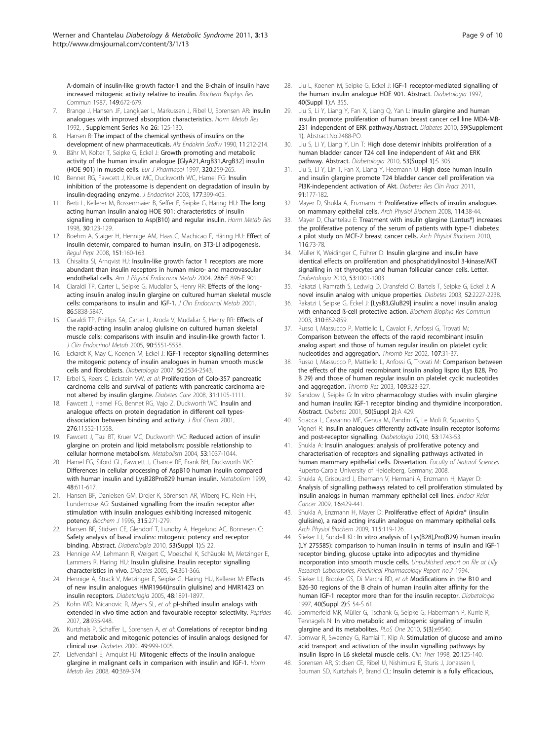A-domain of insulin-like growth factor-1 and the B-chain of insulin have increased mitogenic activity relative to insulin. *Biochem Biophys Res Commun* 1987, **149**:672-679.

7. Brange J, Hansen JF, Langkjaer L, Markussen J, Ribel U, Sorensen AR: **Insulin analogues with improved absorption characteristics.** *Horm Metab Res* 1992, , Supplement Series No 26: 125-130.
8. Hansen B: **The impact of the chemical synthesis of insulins on the development of new pharmaceuticals.** *Akt Endokrin Stoffw* 1990, **11**:212-214.
9. Bähr M, Kolter T, Seipke G, Eckel J: **Growth promoting and metabolic activity of the human insulin analogue [GlyA21,ArgB31,ArgB32] insulin (HOE 901) in muscle cells.** *Eur J Pharmacol* 1997, **320**:259-265.
10. Bennet RG, Fawcett J, Kruer MC, Duckworth WC, Hamel FG: **Insulin inhibition of the proteasome is dependent on degradation of insulin by insulin-degrading enzyme.** *J Endocrinol* 2003, **177**:399-405.
11. Berti L, Kellerer M, Bossenmaier B, Seffer E, Seipke G, Häring HU: **The long acting human insulin analog HOE 901: characteristics of insulin signalling in comparison to Asp(B10) and regular insulin.** *Horm Metab Res* 1998, **30**:123-129.
12. Boehm A, Staiger H, Hennige AM, Haas C, Machicao F, Häring HU: **Effect of insulin detemir, compared to human insulin, on 3T3-L1 adipogenesis.** *Regul Pept* 2008, **151**:160-163.
13. Chisalita SI, Arnqvist HJ: **Insulin-like growth factor 1 receptors are more abundant than insulin receptors in human micro- and macrovascular endothelial cells.** *Am J Physiol Endocrinol Metab* 2004, **286**:E 896-E 901.
14. Ciaraldi TP, Carter L, Seipke G, Mudaliar S, Henry RR: **Effects of the long-acting insulin analog insulin glargine on cultured human skeletal muscle cells: comparisons to insulin and IGF-1.** *J Clin Endocrinol Metab* 2001, **86**:5838-5847.
15. Ciaraldi TP, Phillips SA, Carter L, Aroda V, Mudaliar S, Henry RR: **Effects of the rapid-acting insulin analog glulisine on cultured human skeletal muscle cells: comparisons with insulin and insulin-like growth factor 1.** *J Clin Endocrinol Metab* 2005, **90**:5551-5558.
16. Eckardt K, May C, Koenen M, Eckel J: **IGF-1 receptor signalling determines the mitogenic potency of insulin analogues in human smooth muscle cells and fibroblasts.** *Diabetologia* 2007, **50**:2534-2543.
17. Erbel S, Reers C, Eckstein VW, *et al*: **Proliferation of Colo-357 pancreatic carcinoma cells and survival of patients with pancreatic carcinoma are not altered by insulin glargine.** *Diabetes Care* 2008, **31**:1105-1111.
18. Fawcett J, Hamel FG, Bennet RG, Vajo Z, Duckworth WC: **Insulin and analogue effects on protein degradation in different cell types-dissociation between binding and activity.** *J Biol Chem* 2001, **276**:11552-11558.
19. Fawcett J, Tsui BT, Kruer MC, Duckworth WC: **Reduced action of insulin glargine on protein and lipid metabolism: possible relationship to cellular hormone metabolism.** *Metabolism* 2004, **53**:1037-1044.
20. Hamel FG, Siford GL, Fawcett J, Chance RE, Frank BH, Duckworth WC: **Differences in cellular processing of AspB10 human insulin compared with human insulin and LysB28ProB29 human insulin.** *Metabolism* 1999, **48**:611-617.
21. Hansen BF, Danielsen GM, Drejer K, Sörensen AR, Wiberg FC, Klein HH, Lundemose AG: **Sustained signalling from the insulin receptor after stimulation with insulin analogues exhibiting increased mitogenic potency.** *Biochem J* 1996, **315**:271-279.
22. Hansen BF, Stidsen CE, Glendorf T, Lundby A, Hegelund AC, Bonnesen C: **Safety analysis of basal insulins: mitogenic potency and receptor binding. Abstract.** *Diabetologia* 2010, **53(Suppl 1)**:S 22.
23. Hennige AM, Lehmann R, Weigert C, Moeschel K, Schäuble M, Metzinger E, Lammers R, Häring HU: **Insulin glulisine. Insulin receptor signalling characteristics in vivo.** *Diabetes* 2005, **54**:361-366.
24. Hennige A, Strack V, Metzinger E, Seipke G, Häring HU, Kellerer M: **Effects of new insulin analogues HMR1964(insulin glulisine) and HMR1423 on insulin receptors.** *Diabetologia* 2005, **48**:1891-1897.
25. Kohn WD, Micanovic R, Myers SL, *et al*: **pI-shifted insulin analogs with extended in vivo time action and favourable receptor selectivity.** *Peptides* 2007, **28**:935-948.
26. Kurtzhals P, Schaffer L, Sorensen A, *et al*: **Correlations of receptor binding and metabolic and mitogenic potencies of insulin analogs designed for clinical use.** *Diabetes* 2000, **49**:999-1005.
27. Liefvendahl E, Arnquist HJ: **Mitogenic effects of the insulin analogue glargine in malignant cells in comparison with insulin and IGF-1.** *Horm Metab Res* 2008, **40**:369-374.
28. Liu L, Koenen M, Seipke G, Eckel J: **IGF-1 receptor-mediated signalling of the human insulin analogue HOE 901. Abstract.** *Diabetologia* 1997, **40(Suppl 1)**:A 355.
29. Liu S, Li Y, Liang Y, Fan X, Liang Q, Yan L: **Insulin glargine and human insulin promote proliferation of human breast cancer cell line MDA-MB-231 independent of ERK pathway.Abstract.** *Diabetes* 2010, **59(Supplement 1)**, Abstract.No.2488-PO.
30. Liu S, Li Y, Liang Y, Lin T: **High dose detemir inhibits proliferation of a human bladder cancer T24 cell line independent of Akt and ERK pathway. Abstract.** *Diabetologia* 2010, **53(Suppl 1)**:S 305.
31. Liu S, Li Y, Lin T, Fan X, Liang Y, Heemann U: **High dose human insulin and insulin glargine promote T24 bladder cancer cell proliferation via PI3K-independent activation of Akt.** *Diabetes Res Clin Pract* 2011, **91**:177-182.
32. Mayer D, Shukla A, Enzmann H: **Proliferative effects of insulin analogues on mammary epithelial cells.** *Arch Physiol Biochem* 2008, **114**:38-44.
33. Mayer D, Chantelau E: **Treatment with insulin glargine (Lantus®) increases the proliferative potency of the serum of patients with type-1 diabetes: a pilot study on MCF-7 breast cancer cells.** *Arch Physiol Biochem* 2010, **116**:73-78.
34. Müller K, Weidinger C, Führer D: **Insulin glargine and insulin have identical effects on proliferation and phosphatidylinositol 3-kinase/AKT signalling in rat thyrocytes and human follicular cancer cells. Letter.** *Diabetologia* 2010, **53**:1001-1003.
35. Rakatzi I, Ramrath S, Ledwig D, Dransfeld O, Bartels T, Seipke G, Eckel J: **A novel insulin analog with unique properties.** *Diabetes* 2003, **52**:2227-2238.
36. Rakatzi I, Seipke G, Eckel J: **[LysB3,GluB29] insulin: a novel insulin analog with enhanced ß-cell protective action.** *Biochem Biophys Res Commun* 2003, **310**:852-859.
37. Russo I, Massucco P, Mattiello L, Cavalot F, Anfossi G, Trovati M: **Comparison between the effects of the rapid recombinant insulin analog aspart and those of human regular insulin on platelet cyclic nucleotides and aggregation.** *Thromb Res* 2002, **107**:31-37.
38. Russo I, Massucco P, Mattiello L, Anfossi G, Trovati M: **Comparison between the effects of the rapid recombinant insulin analog lispro (Lys B28, Pro B 29) and those of human regular insulin on platelet cyclic nucleotides and aggregation.** *Thromb Res* 2003, **109**:323-327.
39. Sandow J, Seipke G: **In vitro pharmacology studies with insulin glargine and human insulin: IGF-1 receptor binding and thymidine incorporation. Abstract.** *Diabetes* 2001, **50(Suppl 2)**:A 429.
40. Sciacca L, Cassarino MF, Genua M, Pandini G, Le Moli R, Squatrito S, Vigneri R: **Insulin analogues differently activate insulin receptor isoforms and post-receptor signalling.** *Diabetologia* 2010, **53**:1743-53.
41. Shukla A: **Insulin analogues: analysis of proliferative potency and characterisation of receptors and signalling pathways activated in human mammary epithelial cells. Dissertation.** *Faculty of Natural Sciences* Ruperto-Carola University of Heidelberg, Germany; 2008.
42. Shukla A, Grisouard J, Ehemann V, Hermani A, Enzmann H, Mayer D: **Analysis of signalling pathways related to cell proliferation stimulated by insulin analogs in human mammary epithelial cell lines.** *Endocr Relat Cancer* 2009, **16**:429-441.
43. Shukla A, Enzmann H, Mayer D: **Proliferative effect of Apidra® (insulin glulisine), a rapid acting insulin analogue on mammary epithelial cells.** *Arch Physiol Biochem* 2009, **115**:119-126.
44. Slieker LJ, Sundell KL: **In vitro analysis of Lys(B28),Pro(B29) human insulin (LY 275585): comparison to human insulin in terms of insulin and IGF-1 receptor binding, glucose uptake into adipocytes and thymidine incorporation into smooth muscle cells.** *Unpublished report on file at Lilly Research Laboratories, Preclinical Pharmacology Report no.7* 1994.
45. Slieker LJ, Brooke GS, Di Marchi RD, *et al*: **Modifications in the B10 and B26-30 regions of the B chain of human insulin alter affinity for the human IGF-1 receptor more than for the insulin receptor.** *Diabetologia* 1997, **40(Suppl 2)**:S 54-S 61.
46. Sommerfeld MR, Müller G, Tschank G, Seipke G, Habermann P, Kurrle R, Tennagels N: **In vitro metabolic and mitogenic signaling of insulin glargine and its metabolites.** *PLoS One* 2010, **5(3)**:e9540.
47. Somwar R, Sweeney G, Ramlai T, Klip A: **Stimulation of glucose and amino acid transport and activation of the insulin signalling pathways by insulin lispro in L6 skeletal muscle cells.** *Clin Ther* 1998, **20**:125-140.
48. Sorensen AR, Stidsen CE, Ribel U, Nishimura E, Sturis J, Jonassen I, Bouman SD, Kurtzhals P, Brand CL: **Insulin detemir is a fully efficacious,**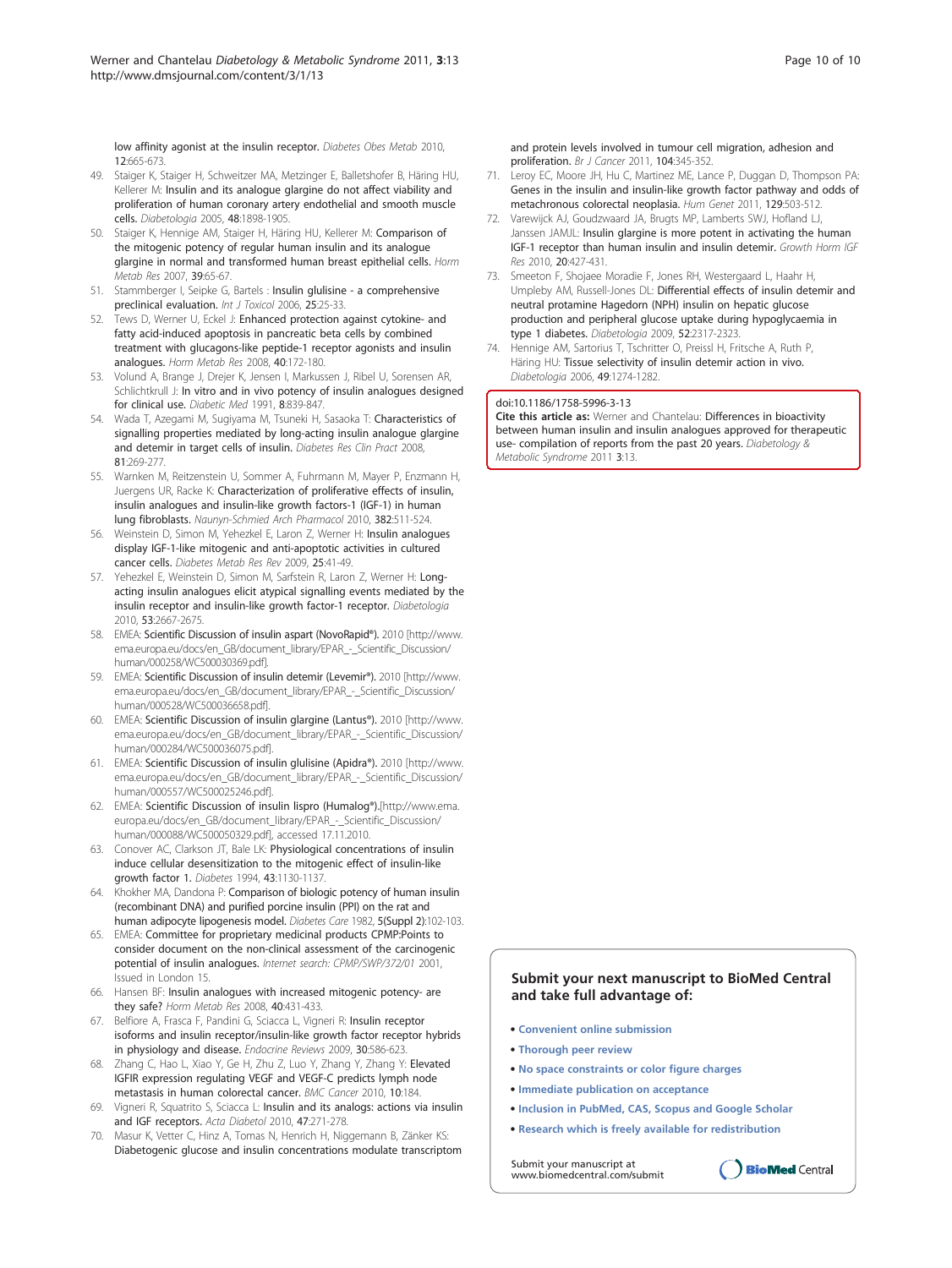low affinity agonist at the insulin receptor. *Diabetes Obes Metab* 2010, **12**:665-673.

49. Staiger K, Staiger H, Schweitzer MA, Metzinger E, Balletshofer B, Häring HU, Kellerer M: **Insulin and its analogue glargine do not affect viability and proliferation of human coronary artery endothelial and smooth muscle cells.** *Diabetologia* 2005, **48**:1898-1905.
50. Staiger K, Hennige AM, Staiger H, Häring HU, Kellerer M: **Comparison of the mitogenic potency of regular human insulin and its analogue glargine in normal and transformed human breast epithelial cells.** *Horm Metab Res* 2007, **39**:65-67.
51. Stammberger I, Seipke G, Bartels : **Insulin glulisine - a comprehensive preclinical evaluation.** *Int J Toxicol* 2006, **25**:25-33.
52. Tews D, Werner U, Eckel J: **Enhanced protection against cytokine- and fatty acid-induced apoptosis in pancreatic beta cells by combined treatment with glucagons-like peptide-1 receptor agonists and insulin analogues.** *Horm Metab Res* 2008, **40**:172-180.
53. Volund A, Brange J, Drejer K, Jensen I, Markussen J, Ribel U, Sorensen AR, Schlichtkrull J: **In vitro and in vivo potency of insulin analogues designed for clinical use.** *Diabetic Med* 1991, **8**:839-847.
54. Wada T, Azegami M, Sugiyama M, Tsuneki H, Sasaoka T: **Characteristics of signalling properties mediated by long-acting insulin analogue glargine and detemir in target cells of insulin.** *Diabetes Res Clin Pract* 2008, **81**:269-277.
55. Warnken M, Reitzenstein U, Sommer A, Fuhrmann M, Mayer P, Enzmann H, Juergens UR, Racke K: **Characterization of proliferative effects of insulin, insulin analogues and insulin-like growth factors-1 (IGF-1) in human lung fibroblasts.** *Naunyn-Schmied Arch Pharmacol* 2010, **382**:511-524.
56. Weinstein D, Simon M, Yehezkel E, Laron Z, Werner H: **Insulin analogues display IGF-1-like mitogenic and anti-apoptotic activities in cultured cancer cells.** *Diabetes Metab Res Rev* 2009, **25**:41-49.
57. Yehezkel E, Weinstein D, Simon M, Sarfstein R, Laron Z, Werner H: **Long-acting insulin analogues elicit atypical signalling events mediated by the insulin receptor and insulin-like growth factor-1 receptor.** *Diabetologia* 2010, **53**:2667-2675.
58. EMEA: **Scientific Discussion of insulin aspart (NovoRapid®).** 2010 [http://www.ema.europa.eu/docs/en_GB/document_library/EPAR_-_Scientific_Discussion/human/000258/WC500030369.pdf].
59. EMEA: **Scientific Discussion of insulin detemir (Levemir®).** 2010 [http://www.ema.europa.eu/docs/en_GB/document_library/EPAR_-_Scientific_Discussion/human/000528/WC500036658.pdf].
60. EMEA: **Scientific Discussion of insulin glargine (Lantus®).** 2010 [http://www.ema.europa.eu/docs/en_GB/document_library/EPAR_-_Scientific_Discussion/human/000284/WC500036075.pdf].
61. EMEA: **Scientific Discussion of insulin glulisine (Apidra®).** 2010 [http://www.ema.europa.eu/docs/en_GB/document_library/EPAR_-_Scientific_Discussion/human/000557/WC500025246.pdf].
62. EMEA: **Scientific Discussion of insulin lispro (Humalog®).**[http://www.ema.europa.eu/docs/en_GB/document_library/EPAR_-_Scientific_Discussion/human/000088/WC500050329.pdf], accessed 17.11.2010.
63. Conover AC, Clarkson JT, Bale LK: **Physiological concentrations of insulin induce cellular desensitization to the mitogenic effect of insulin-like growth factor 1.** *Diabetes* 1994, **43**:1130-1137.
64. Khokher MA, Dandona P: **Comparison of biologic potency of human insulin (recombinant DNA) and purified porcine insulin (PPI) on the rat and human adipocyte lipogenesis model.** *Diabetes Care* 1982, **5(Suppl 2)**:102-103.
65. EMEA: **Committee for proprietary medicinal products CPMP:Points to consider document on the non-clinical assessment of the carcinogenic potential of insulin analogues.** *Internet search: CPMP/SWP/372/01* 2001, Issued in London 15.
66. Hansen BF: **Insulin analogues with increased mitogenic potency- are they safe?** *Horm Metab Res* 2008, **40**:431-433.
67. Belfiore A, Frasca F, Pandini G, Sciacca L, Vigneri R: **Insulin receptor isoforms and insulin receptor/insulin-like growth factor receptor hybrids in physiology and disease.** *Endocrine Reviews* 2009, **30**:586-623.
68. Zhang C, Hao L, Xiao Y, Ge H, Zhu Z, Luo Y, Zhang Y, Zhang Y: **Elevated IGFIR expression regulating VEGF and VEGF-C predicts lymph node metastasis in human colorectal cancer.** *BMC Cancer* 2010, **10**:184.
69. Vigneri R, Squatrito S, Sciacca L: **Insulin and its analogs: actions via insulin and IGF receptors.** *Acta Diabetol* 2010, **47**:271-278.
70. Masur K, Vetter C, Hinz A, Tomas N, Henrich H, Niggemann B, Zänker KS: **Diabetogenic glucose and insulin concentrations modulate transcriptom and protein levels involved in tumour cell migration, adhesion and proliferation.** *Br J Cancer* 2011, **104**:345-352.
71. Leroy EC, Moore JH, Hu C, Martinez ME, Lance P, Duggan D, Thompson PA: **Genes in the insulin and insulin-like growth factor pathway and odds of metachronous colorectal neoplasia.** *Hum Genet* 2011, **129**:503-512.
72. Varewijck AJ, Goudzwaard JA, Brugts MP, Lamberts SWJ, Hofland LJ, Janssen JAMJL: **Insulin glargine is more potent in activating the human IGF-1 receptor than human insulin and insulin detemir.** *Growth Horm IGF Res* 2010, **20**:427-431.
73. Smeeton F, Shojaee Moradie F, Jones RH, Westergaard L, Haahr H, Umpleby AM, Russell-Jones DL: **Differential effects of insulin detemir and neutral protamine Hagedorn (NPH) insulin on hepatic glucose production and peripheral glucose uptake during hypoglycaemia in type 1 diabetes.** *Diabetologia* 2009, **52**:2317-2323.
74. Hennige AM, Sartorius T, Tschritter O, Preissl H, Fritsche A, Ruth P, Häring HU: **Tissue selectivity of insulin detemir action in vivo.** *Diabetologia* 2006, **49**:1274-1282.

doi:10.1186/1758-5996-3-13
**Cite this article as:** Werner and Chantelau: Differences in bioactivity between human insulin and insulin analogues approved for therapeutic use- compilation of reports from the past 20 years. *Diabetology & Metabolic Syndrome* 2011 **3**:13.

**Submit your next manuscript to BioMed Central and take full advantage of:**

- **Convenient online submission**
- **Thorough peer review**
- **No space constraints or color figure charges**
- **Immediate publication on acceptance**
- **Inclusion in PubMed, CAS, Scopus and Google Scholar**
- **Research which is freely available for redistribution**

Submit your manuscript at www.biomedcentral.com/submit

BioMed Central